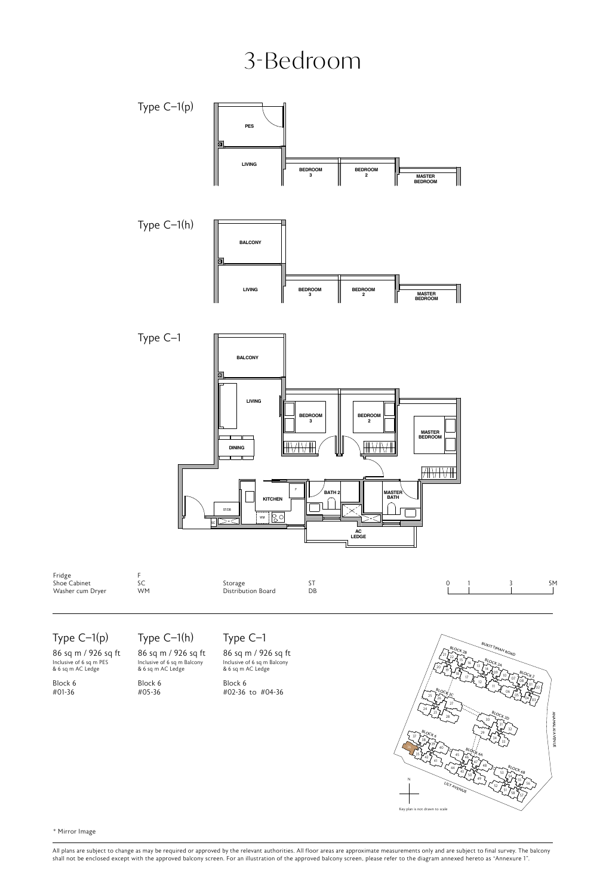# 3-Bedroom

Type C–1(p)

Type C–1(h)

Type C–1

| | | | |
|---|---|---|---|
| Fridge | F | Storage | ST |
| Shoe Cabinet | SC | Distribution Board | DB |
| Washer cum Dryer | WM | | |

## Type C–1(p)

86 sq m / 926 sq ft

Inclusive of 6 sq m PES & 6 sq m AC Ledge

Block 6
#01-36

## Type C–1(h)

86 sq m / 926 sq ft

Inclusive of 6 sq m Balcony & 6 sq m AC Ledge

Block 6
#05-36

## Type C–1

86 sq m / 926 sq ft

Inclusive of 6 sq m Balcony & 6 sq m AC Ledge

Block 6
#02-36 to #04-36

Key plan is not drawn to scale

* Mirror Image

All plans are subject to change as may be required or approved by the relevant authorities. All floor areas are approximate measurements only and are subject to final survey. The balcony shall not be enclosed except with the approved balcony screen. For an illustration of the approved balcony screen, please refer to the diagram annexed hereto as "Annexure 1".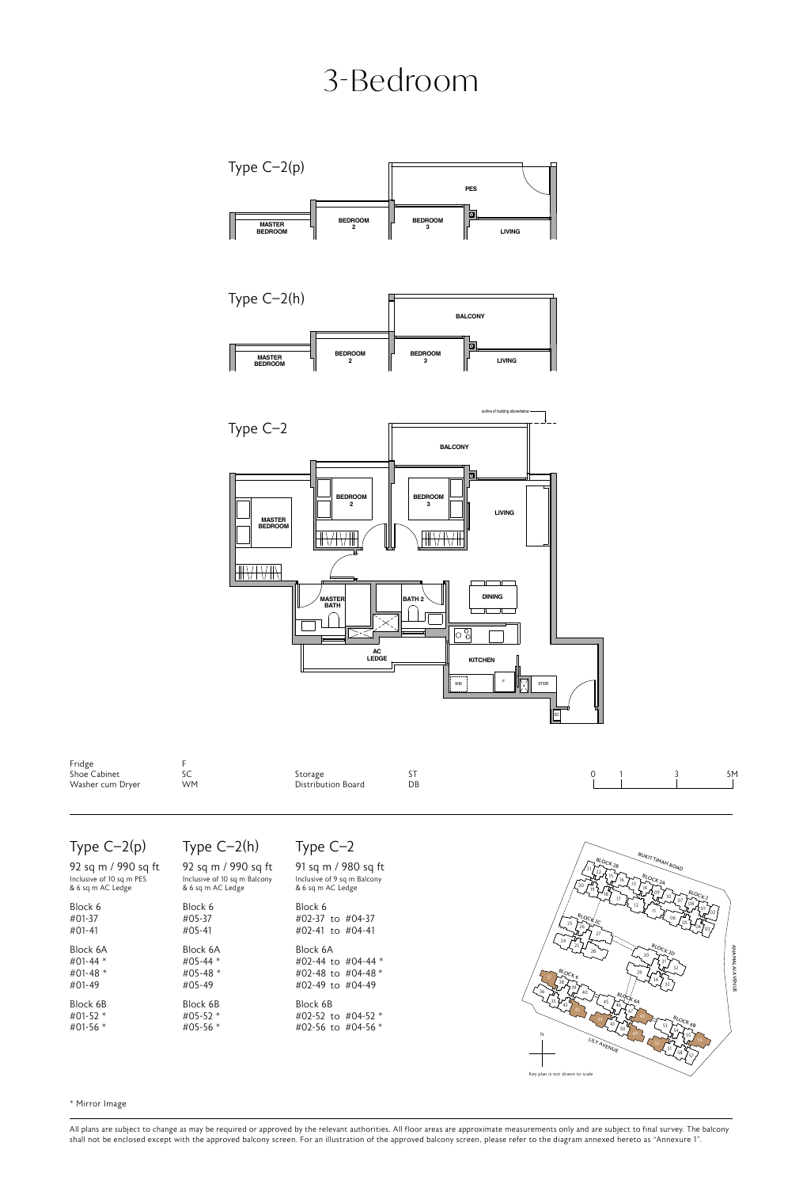# 3-Bedroom

Type C–2(p)

Type C–2(h)

Type C–2

| | | | |
|---|---|---|---|
| Fridge | F | Storage | ST |
| Shoe Cabinet | SC | Distribution Board | DB |
| Washer cum Dryer | WM | | |

| Type C–2(p) | Type C–2(h) | Type C–2 |
|---|---|---|
| 92 sq m / 990 sq ft<br>Inclusive of 10 sq m PES & 6 sq m AC Ledge | 92 sq m / 990 sq ft<br>Inclusive of 10 sq m Balcony & 6 sq m AC Ledge | 91 sq m / 980 sq ft<br>Inclusive of 9 sq m Balcony & 6 sq m AC Ledge |
| Block 6<br>#01-37<br>#01-41 | Block 6<br>#05-37<br>#05-41 | Block 6<br>#02-37 to #04-37<br>#02-41 to #04-41 |
| Block 6A<br>#01-44 *<br>#01-48 *<br>#01-49 | Block 6A<br>#05-44 *<br>#05-48 *<br>#05-49 | Block 6A<br>#02-44 to #04-44 *<br>#02-48 to #04-48 *<br>#02-49 to #04-49 |
| Block 6B<br>#01-52 *<br>#01-56 * | Block 6B<br>#05-52 *<br>#05-56 * | Block 6B<br>#02-52 to #04-52 *<br>#02-56 to #04-56 * |

Key plan is not drawn to scale

* Mirror Image

All plans are subject to change as may be required or approved by the relevant authorities. All floor areas are approximate measurements only and are subject to final survey. The balcony shall not be enclosed except with the approved balcony screen. For an illustration of the approved balcony screen, please refer to the diagram annexed hereto as "Annexure 1".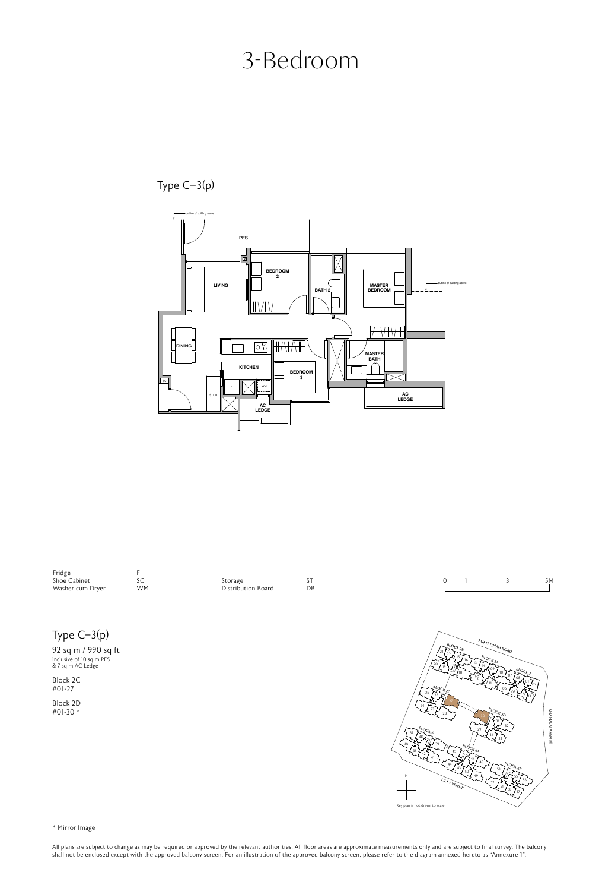# 3-Bedroom

## Type C–3(p)

| | | | |
|---|---|---|---|
| Fridge | F | | |
| Shoe Cabinet | SC | Storage | ST |
| Washer cum Dryer | WM | Distribution Board | DB |

## Type C–3(p)

92 sq m / 990 sq ft
Inclusive of 10 sq m PES
& 7 sq m AC Ledge

Block 2C
#01-27

Block 2D
#01-30 *

Key plan is not drawn to scale

\* Mirror Image

All plans are subject to change as may be required or approved by the relevant authorities. All floor areas are approximate measurements only and are subject to final survey. The balcony shall not be enclosed except with the approved balcony screen. For an illustration of the approved balcony screen, please refer to the diagram annexed hereto as "Annexure 1".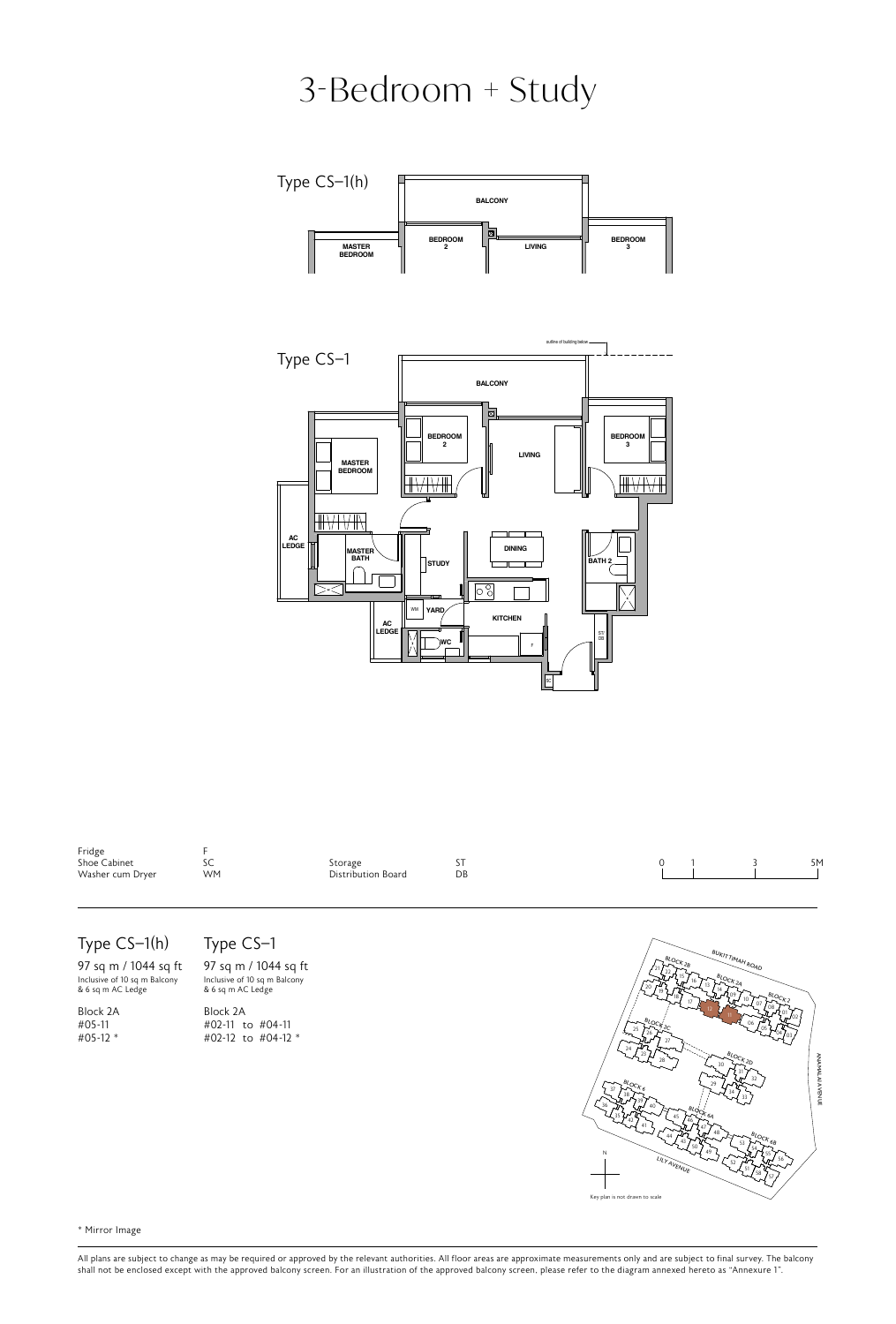# 3-Bedroom + Study

Type CS–1(h)

Type CS–1

| | | | |
|---|---|---|---|
| Fridge | F | Storage | ST |
| Shoe Cabinet | SC | Distribution Board | DB |
| Washer cum Dryer | WM | | |

## Type CS–1(h)

97 sq m / 1044 sq ft
Inclusive of 10 sq m Balcony & 6 sq m AC Ledge

Block 2A
#05-11
#05-12 *

## Type CS–1

97 sq m / 1044 sq ft
Inclusive of 10 sq m Balcony & 6 sq m AC Ledge

Block 2A
#02-11 to #04-11
#02-12 to #04-12 *

Key plan is not drawn to scale

\* Mirror Image

All plans are subject to change as may be required or approved by the relevant authorities. All floor areas are approximate measurements only and are subject to final survey. The balcony shall not be enclosed except with the approved balcony screen. For an illustration of the approved balcony screen, please refer to the diagram annexed hereto as "Annexure 1".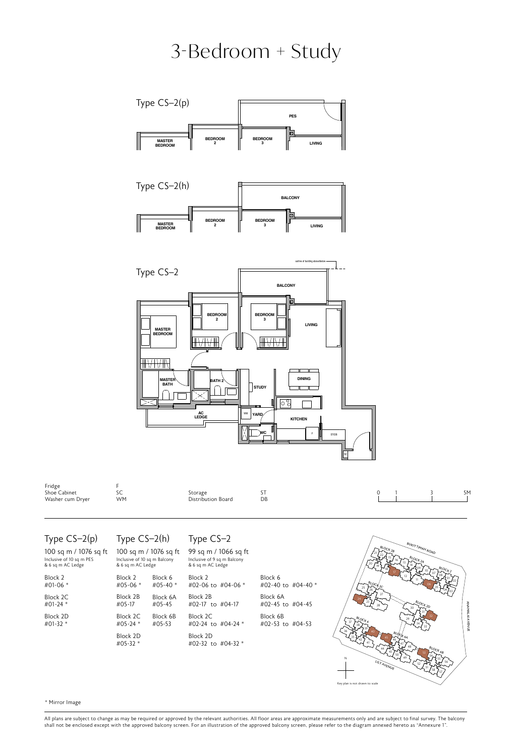# 3-Bedroom + Study

Type CS–2(p)

Type CS–2(h)

Type CS–2

| | | | |
|---|---|---|---|
| Fridge | F | Storage | ST |
| Shoe Cabinet | SC | Distribution Board | DB |
| Washer cum Dryer | WM | | |

## Type CS–2(p)

100 sq m / 1076 sq ft
Inclusive of 10 sq m PES & 6 sq m AC Ledge

Block 2
#01-06 *

Block 2C
#01-24 *

Block 2D
#01-32 *

## Type CS–2(h)

100 sq m / 1076 sq ft
Inclusive of 10 sq m Balcony & 6 sq m AC Ledge

Block 2
#05-06 *

Block 2B
#05-17

Block 2C
#05-24 *

Block 2D
#05-32 *

Block 6
#05-40 *

Block 6A
#05-45

Block 6B
#05-53

## Type CS–2

99 sq m / 1066 sq ft
Inclusive of 9 sq m Balcony & 6 sq m AC Ledge

Block 2
#02-06 to #04-06 *

Block 2B
#02-17 to #04-17

Block 2C
#02-24 to #04-24 *

Block 2D
#02-32 to #04-32 *

Block 6
#02-40 to #04-40 *

Block 6A
#02-45 to #04-45

Block 6B
#02-53 to #04-53

Key plan is not drawn to scale

\* Mirror Image

All plans are subject to change as may be required or approved by the relevant authorities. All floor areas are approximate measurements only and are subject to final survey. The balcony shall not be enclosed except with the approved balcony screen. For an illustration of the approved balcony screen, please refer to the diagram annexed hereto as "Annexure 1".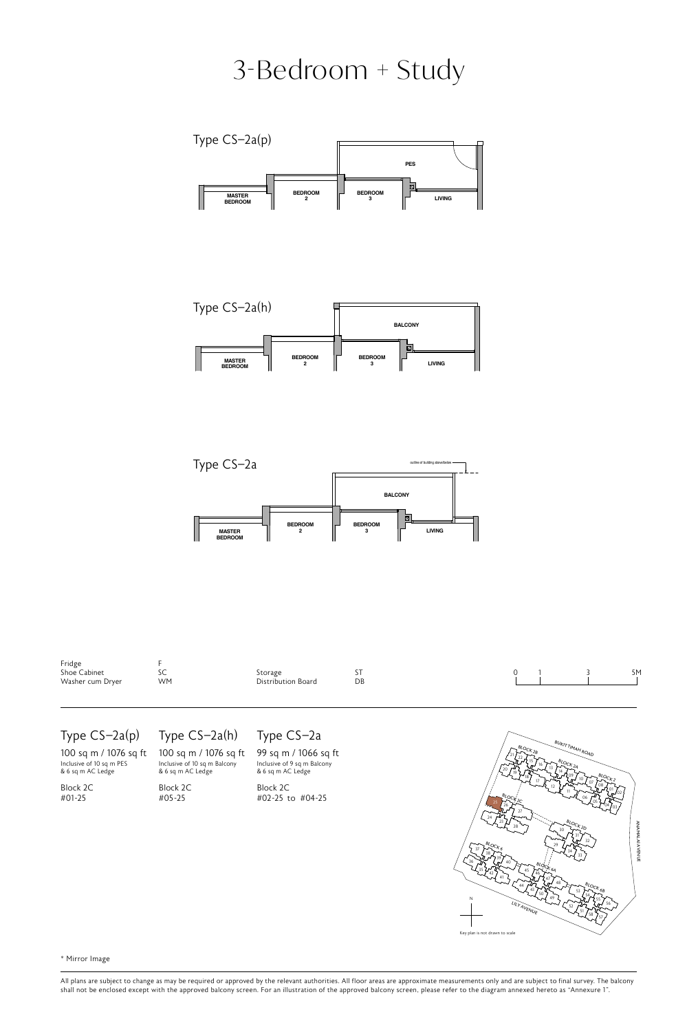# 3-Bedroom + Study

Type CS–2a(p)

PES

MASTER BEDROOM

BEDROOM 2

BEDROOM 3

LIVING

Type CS–2a(h)

BALCONY

MASTER BEDROOM

BEDROOM 2

BEDROOM 3

LIVING

Type CS–2a

outline of building above/below

BALCONY

MASTER BEDROOM

BEDROOM 2

BEDROOM 3

LIVING

| | | | |
|---|---|---|---|
| Fridge | F | | |
| Shoe Cabinet | SC | Storage | ST |
| Washer cum Dryer | WM | Distribution Board | DB |

0 1 3 5M

## Type CS–2a(p)

100 sq m / 1076 sq ft
Inclusive of 10 sq m PES & 6 sq m AC Ledge

Block 2C
#01-25

## Type CS–2a(h)

100 sq m / 1076 sq ft
Inclusive of 10 sq m Balcony & 6 sq m AC Ledge

Block 2C
#05-25

## Type CS–2a

99 sq m / 1066 sq ft
Inclusive of 9 sq m Balcony & 6 sq m AC Ledge

Block 2C
#02-25 to #04-25

BUKIT TIMAH ROAD

BLOCK 2B

BLOCK 2A

BLOCK 2

BLOCK 2C

BLOCK 2D

BLOCK 6

BLOCK 6A

BLOCK 6B

ANAMALAI AVENUE

LILY AVENUE

N

Key plan is not drawn to scale

\* Mirror Image

All plans are subject to change as may be required or approved by the relevant authorities. All floor areas are approximate measurements only and are subject to final survey. The balcony shall not be enclosed except with the approved balcony screen. For an illustration of the approved balcony screen, please refer to the diagram annexed hereto as "Annexure 1".